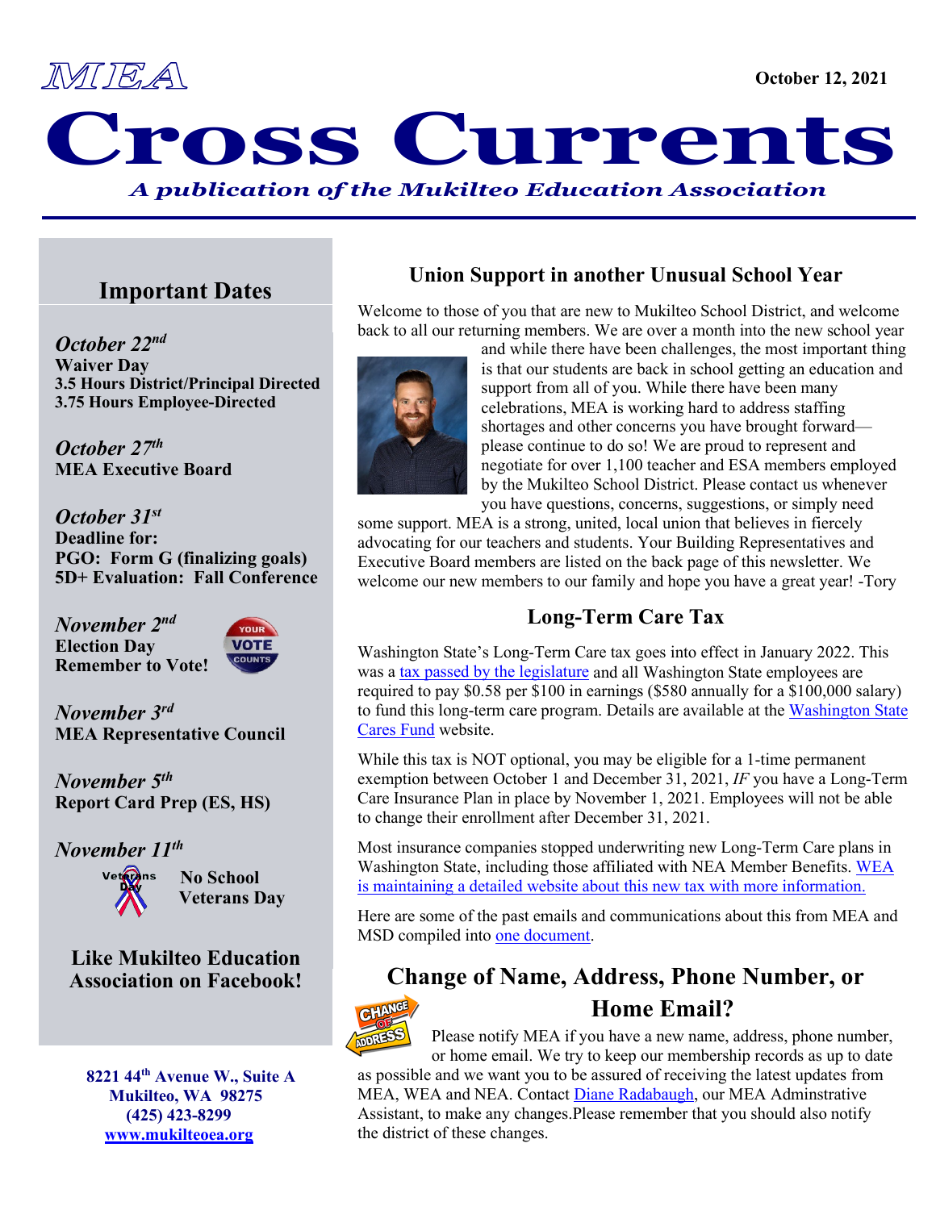MEA

October 12, 2021

# Cross Currents

*A publication of the Mukilteo Education Association*

## Important Dates

*October 22nd*
**Waiver Day**
**3.5 Hours District/Principal Directed**
**3.75 Hours Employee-Directed**

*October 27th*
**MEA Executive Board**

*October 31st*
**Deadline for:**
**PGO: Form G (finalizing goals)**
**5D+ Evaluation: Fall Conference**

*November 2nd*
**Election Day**
**Remember to Vote!**

*November 3rd*
**MEA Representative Council**

*November 5th*
**Report Card Prep (ES, HS)**

*November 11th*
**No School**
**Veterans Day**

**Like Mukilteo Education Association on Facebook!**

**8221 44th Avenue W., Suite A**
**Mukilteo, WA 98275**
**(425) 423-8299**
**www.mukilteoea.org**

## Union Support in another Unusual School Year

Welcome to those of you that are new to Mukilteo School District, and welcome back to all our returning members. We are over a month into the new school year and while there have been challenges, the most important thing is that our students are back in school getting an education and support from all of you. While there have been many celebrations, MEA is working hard to address staffing shortages and other concerns you have brought forward—please continue to do so! We are proud to represent and negotiate for over 1,100 teacher and ESA members employed by the Mukilteo School District. Please contact us whenever you have questions, concerns, suggestions, or simply need some support. MEA is a strong, united, local union that believes in fiercely advocating for our teachers and students. Your Building Representatives and Executive Board members are listed on the back page of this newsletter. We welcome our new members to our family and hope you have a great year! -Tory

## Long-Term Care Tax

Washington State's Long-Term Care tax goes into effect in January 2022. This was a tax passed by the legislature and all Washington State employees are required to pay $0.58 per $100 in earnings ($580 annually for a $100,000 salary) to fund this long-term care program. Details are available at the Washington State Cares Fund website.

While this tax is NOT optional, you may be eligible for a 1-time permanent exemption between October 1 and December 31, 2021, *IF* you have a Long-Term Care Insurance Plan in place by November 1, 2021. Employees will not be able to change their enrollment after December 31, 2021.

Most insurance companies stopped underwriting new Long-Term Care plans in Washington State, including those affiliated with NEA Member Benefits. WEA is maintaining a detailed website about this new tax with more information.

Here are some of the past emails and communications about this from MEA and MSD compiled into one document.

## Change of Name, Address, Phone Number, or Home Email?

Please notify MEA if you have a new name, address, phone number, or home email. We try to keep our membership records as up to date as possible and we want you to be assured of receiving the latest updates from MEA, WEA and NEA. Contact Diane Radabaugh, our MEA Adminstrative Assistant, to make any changes.Please remember that you should also notify the district of these changes.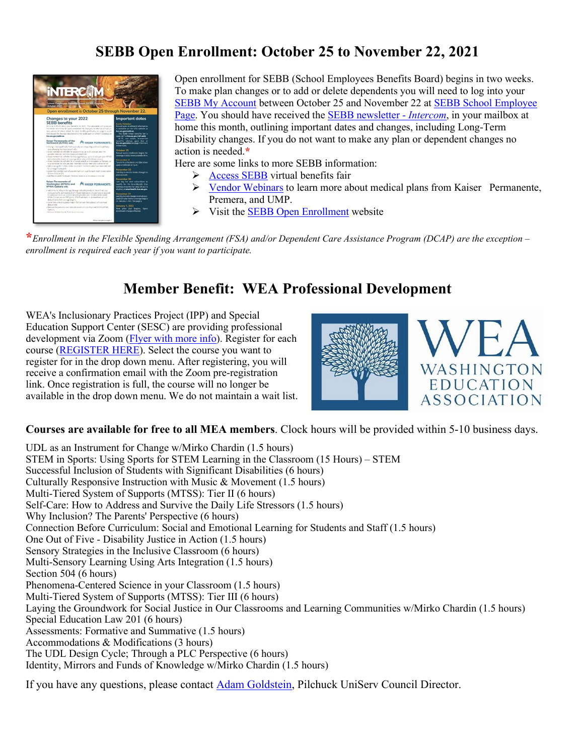# SEBB Open Enrollment: October 25 to November 22, 2021

Open enrollment for SEBB (School Employees Benefits Board) begins in two weeks. To make plan changes or to add or delete dependents you will need to log into your SEBB My Account between October 25 and November 22 at SEBB School Employee Page. You should have received the SEBB newsletter - *Intercom*, in your mailbox at home this month, outlining important dates and changes, including Long-Term Disability changes. If you do not want to make any plan or dependent changes no action is needed.*

Here are some links to more SEBB information:

- Access SEBB virtual benefits fair
- Vendor Webinars to learn more about medical plans from Kaiser Permanente, Premera, and UMP.
- Visit the SEBB Open Enrollment website

**\*** *Enrollment in the Flexible Spending Arrangement (FSA) and/or Dependent Care Assistance Program (DCAP) are the exception – enrollment is required each year if you want to participate.*

# Member Benefit: WEA Professional Development

WEA's Inclusionary Practices Project (IPP) and Special Education Support Center (SESC) are providing professional development via Zoom (Flyer with more info). Register for each course (REGISTER HERE). Select the course you want to register for in the drop down menu. After registering, you will receive a confirmation email with the Zoom pre-registration link. Once registration is full, the course will no longer be available in the drop down menu. We do not maintain a wait list.

**Courses are available for free to all MEA members**. Clock hours will be provided within 5-10 business days.

UDL as an Instrument for Change w/Mirko Chardin (1.5 hours)
STEM in Sports: Using Sports for STEM Learning in the Classroom (15 Hours) – STEM
Successful Inclusion of Students with Significant Disabilities (6 hours)
Culturally Responsive Instruction with Music & Movement (1.5 hours)
Multi-Tiered System of Supports (MTSS): Tier II (6 hours)
Self-Care: How to Address and Survive the Daily Life Stressors (1.5 hours)
Why Inclusion? The Parents' Perspective (6 hours)
Connection Before Curriculum: Social and Emotional Learning for Students and Staff (1.5 hours)
One Out of Five - Disability Justice in Action (1.5 hours)
Sensory Strategies in the Inclusive Classroom (6 hours)
Multi-Sensory Learning Using Arts Integration (1.5 hours)
Section 504 (6 hours)
Phenomena-Centered Science in your Classroom (1.5 hours)
Multi-Tiered System of Supports (MTSS): Tier III (6 hours)
Laying the Groundwork for Social Justice in Our Classrooms and Learning Communities w/Mirko Chardin (1.5 hours)
Special Education Law 201 (6 hours)
Assessments: Formative and Summative (1.5 hours)
Accommodations & Modifications (3 hours)
The UDL Design Cycle; Through a PLC Perspective (6 hours)
Identity, Mirrors and Funds of Knowledge w/Mirko Chardin (1.5 hours)

If you have any questions, please contact Adam Goldstein, Pilchuck UniServ Council Director.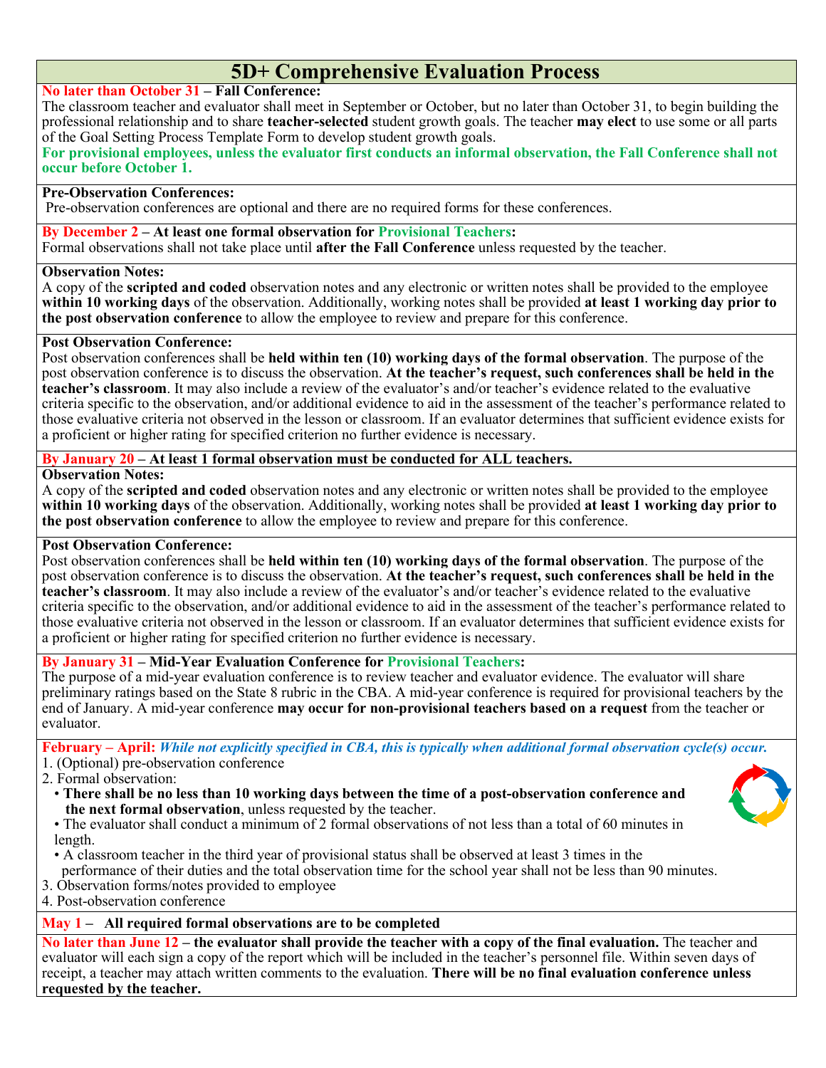# 5D+ Comprehensive Evaluation Process

**No later than October 31 – Fall Conference:**
The classroom teacher and evaluator shall meet in September or October, but no later than October 31, to begin building the professional relationship and to share **teacher-selected** student growth goals. The teacher **may elect** to use some or all parts of the Goal Setting Process Template Form to develop student growth goals.
**For provisional employees, unless the evaluator first conducts an informal observation, the Fall Conference shall not occur before October 1.**

**Pre-Observation Conferences:**
Pre-observation conferences are optional and there are no required forms for these conferences.

**By December 2 – At least one formal observation for Provisional Teachers:**
Formal observations shall not take place until **after the Fall Conference** unless requested by the teacher.

**Observation Notes:**
A copy of the **scripted and coded** observation notes and any electronic or written notes shall be provided to the employee **within 10 working days** of the observation. Additionally, working notes shall be provided **at least 1 working day prior to the post observation conference** to allow the employee to review and prepare for this conference.

**Post Observation Conference:**
Post observation conferences shall be **held within ten (10) working days of the formal observation**. The purpose of the post observation conference is to discuss the observation. **At the teacher's request, such conferences shall be held in the teacher's classroom**. It may also include a review of the evaluator's and/or teacher's evidence related to the evaluative criteria specific to the observation, and/or additional evidence to aid in the assessment of the teacher's performance related to those evaluative criteria not observed in the lesson or classroom. If an evaluator determines that sufficient evidence exists for a proficient or higher rating for specified criterion no further evidence is necessary.

**By January 20 – At least 1 formal observation must be conducted for ALL teachers.**

**Observation Notes:**
A copy of the **scripted and coded** observation notes and any electronic or written notes shall be provided to the employee **within 10 working days** of the observation. Additionally, working notes shall be provided **at least 1 working day prior to the post observation conference** to allow the employee to review and prepare for this conference.

**Post Observation Conference:**
Post observation conferences shall be **held within ten (10) working days of the formal observation**. The purpose of the post observation conference is to discuss the observation. **At the teacher's request, such conferences shall be held in the teacher's classroom**. It may also include a review of the evaluator's and/or teacher's evidence related to the evaluative criteria specific to the observation, and/or additional evidence to aid in the assessment of the teacher's performance related to those evaluative criteria not observed in the lesson or classroom. If an evaluator determines that sufficient evidence exists for a proficient or higher rating for specified criterion no further evidence is necessary.

**By January 31 – Mid-Year Evaluation Conference for Provisional Teachers:**
The purpose of a mid-year evaluation conference is to review teacher and evaluator evidence. The evaluator will share preliminary ratings based on the State 8 rubric in the CBA. A mid-year conference is required for provisional teachers by the end of January. A mid-year conference **may occur for non-provisional teachers based on a request** from the teacher or evaluator.

**February – April:** ***While not explicitly specified in CBA, this is typically when additional formal observation cycle(s) occur.***

1. (Optional) pre-observation conference
2. Formal observation:
   - **There shall be no less than 10 working days between the time of a post-observation conference and the next formal observation**, unless requested by the teacher.
   - The evaluator shall conduct a minimum of 2 formal observations of not less than a total of 60 minutes in length.
   - A classroom teacher in the third year of provisional status shall be observed at least 3 times in the performance of their duties and the total observation time for the school year shall not be less than 90 minutes.
3. Observation forms/notes provided to employee
4. Post-observation conference

**May 1 – All required formal observations are to be completed**

**No later than June 12 – the evaluator shall provide the teacher with a copy of the final evaluation.** The teacher and evaluator will each sign a copy of the report which will be included in the teacher's personnel file. Within seven days of receipt, a teacher may attach written comments to the evaluation. **There will be no final evaluation conference unless requested by the teacher.**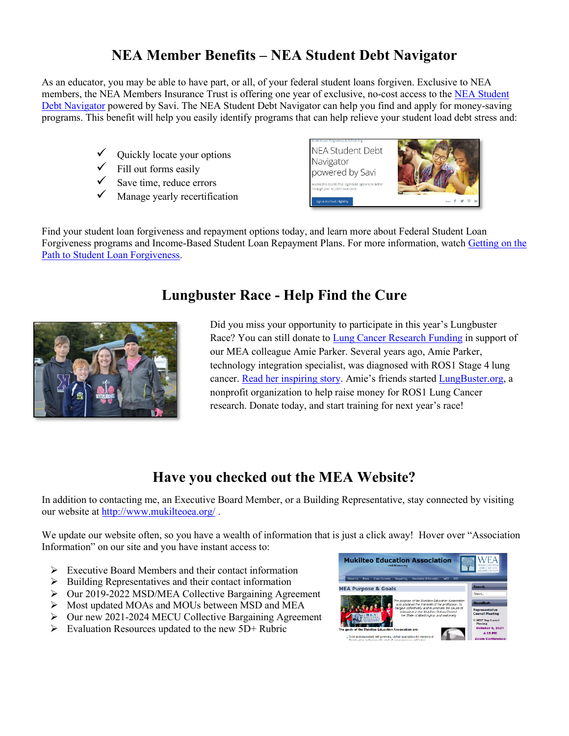# NEA Member Benefits – NEA Student Debt Navigator

As an educator, you may be able to have part, or all, of your federal student loans forgiven. Exclusive to NEA members, the NEA Members Insurance Trust is offering one year of exclusive, no-cost access to the NEA Student Debt Navigator powered by Savi. The NEA Student Debt Navigator can help you find and apply for money-saving programs. This benefit will help you easily identify programs that can help relieve your student load debt stress and:

- ✓ Quickly locate your options
- ✓ Fill out forms easily
- ✓ Save time, reduce errors
- ✓ Manage yearly recertification

Find your student loan forgiveness and repayment options today, and learn more about Federal Student Loan Forgiveness programs and Income-Based Student Loan Repayment Plans. For more information, watch Getting on the Path to Student Loan Forgiveness.

# Lungbuster Race - Help Find the Cure

Did you miss your opportunity to participate in this year's Lungbuster Race? You can still donate to Lung Cancer Research Funding in support of our MEA colleague Amie Parker. Several years ago, Amie Parker, technology integration specialist, was diagnosed with ROS1 Stage 4 lung cancer. Read her inspiring story. Amie's friends started LungBuster.org, a nonprofit organization to help raise money for ROS1 Lung Cancer research. Donate today, and start training for next year's race!

# Have you checked out the MEA Website?

In addition to contacting me, an Executive Board Member, or a Building Representative, stay connected by visiting our website at http://www.mukilteoea.org/ .

We update our website often, so you have a wealth of information that is just a click away! Hover over "Association Information" on our site and you have instant access to:

- Executive Board Members and their contact information
- Building Representatives and their contact information
- Our 2019-2022 MSD/MEA Collective Bargaining Agreement
- Most updated MOAs and MOUs between MSD and MEA
- Our new 2021-2024 MECU Collective Bargaining Agreement
- Evaluation Resources updated to the new 5D+ Rubric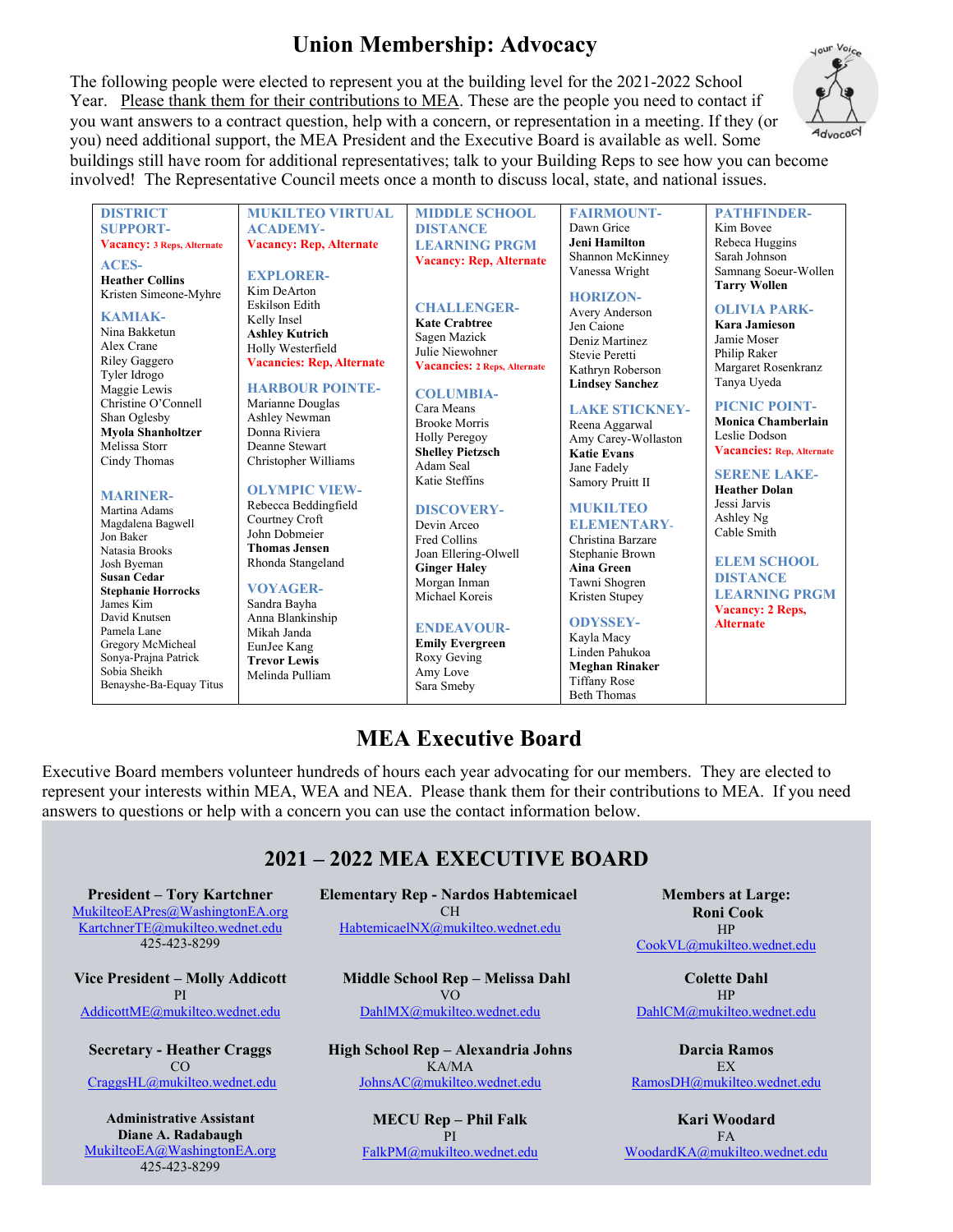# Union Membership: Advocacy

The following people were elected to represent you at the building level for the 2021-2022 School Year. Please thank them for their contributions to MEA. These are the people you need to contact if you want answers to a contract question, help with a concern, or representation in a meeting. If they (or you) need additional support, the MEA President and the Executive Board is available as well. Some buildings still have room for additional representatives; talk to your Building Reps to see how you can become involved! The Representative Council meets once a month to discuss local, state, and national issues.

**DISTRICT SUPPORT-**
Vacancy: 3 Reps, Alternate

**ACES-**
**Heather Collins**
Kristen Simeone-Myhre

**KAMIAK-**
Nina Bakketun
Alex Crane
Riley Gaggero
Tyler Idrogo
Maggie Lewis
Christine O'Connell
Shan Oglesby
**Myola Shanholtzer**
Melissa Storr
Cindy Thomas

**MARINER-**
Martina Adams
Magdalena Bagwell
Jon Baker
Natasia Brooks
Josh Byeman
**Susan Cedar**
**Stephanie Horrocks**
James Kim
David Knutsen
Pamela Lane
Gregory McMicheal
Sonya-Prajna Patrick
Sobia Sheikh
Benayshe-Ba-Equay Titus

**MUKILTEO VIRTUAL ACADEMY-**
Vacancy: Rep, Alternate

**EXPLORER-**
Kim DeArton
Eskilson Edith
Kelly Insel
**Ashley Kutrich**
Holly Westerfield
Vacancies: Rep, Alternate

**HARBOUR POINTE-**
Marianne Douglas
Ashley Newman
Donna Riviera
Deanne Stewart
Christopher Williams

**OLYMPIC VIEW-**
Rebecca Beddingfield
Courtney Croft
John Dobmeier
**Thomas Jensen**
Rhonda Stangeland

**VOYAGER-**
Sandra Bayha
Anna Blankinship
Mikah Janda
EunJee Kang
**Trevor Lewis**
Melinda Pulliam

**MIDDLE SCHOOL DISTANCE LEARNING PRGM**
Vacancy: Rep, Alternate

**CHALLENGER-**
**Kate Crabtree**
Sagen Mazick
Julie Niewohner
Vacancies: 2 Reps, Alternate

**COLUMBIA-**
Cara Means
Brooke Morris
Holly Peregoy
**Shelley Pietzsch**
Adam Seal
Katie Steffins

**DISCOVERY-**
Devin Arceo
Fred Collins
Joan Ellering-Olwell
**Ginger Haley**
Morgan Inman
Michael Koreis

**ENDEAVOUR-**
**Emily Evergreen**
Roxy Geving
Amy Love
Sara Smeby

**FAIRMOUNT-**
Dawn Grice
**Jeni Hamilton**
Shannon McKinney
Vanessa Wright

**HORIZON-**
Avery Anderson
Jen Caione
Deniz Martinez
Stevie Peretti
Kathryn Roberson
**Lindsey Sanchez**

**LAKE STICKNEY-**
Reena Aggarwal
Amy Carey-Wollaston
**Katie Evans**
Jane Fadely
Samory Pruitt II

**MUKILTEO ELEMENTARY-**
Christina Barzare
Stephanie Brown
**Aina Green**
Tawni Shogren
Kristen Stupey

**ODYSSEY-**
Kayla Macy
Linden Pahukoa
**Meghan Rinaker**
Tiffany Rose
Beth Thomas

**PATHFINDER-**
Kim Bovee
Rebeca Huggins
Sarah Johnson
Samnang Soeur-Wollen
**Tarry Wollen**

**OLIVIA PARK-**
**Kara Jamieson**
Jamie Moser
Philip Raker
Margaret Rosenkranz
Tanya Uyeda

**PICNIC POINT-**
**Monica Chamberlain**
Leslie Dodson
Vacancies: Rep, Alternate

**SERENE LAKE-**
**Heather Dolan**
Jessi Jarvis
Ashley Ng
Cable Smith

**ELEM SCHOOL DISTANCE LEARNING PRGM**
Vacancy: 2 Reps, Alternate

# MEA Executive Board

Executive Board members volunteer hundreds of hours each year advocating for our members. They are elected to represent your interests within MEA, WEA and NEA. Please thank them for their contributions to MEA. If you need answers to questions or help with a concern you can use the contact information below.

## 2021 – 2022 MEA EXECUTIVE BOARD

**President – Tory Kartchner**
MukilteoEAPres@WashingtonEA.org
KartchnerTE@mukilteo.wednet.edu
425-423-8299

**Vice President – Molly Addicott**
PI
AddicottME@mukilteo.wednet.edu

**Secretary - Heather Craggs**
CO
CraggsHL@mukilteo.wednet.edu

**Administrative Assistant Diane A. Radabaugh**
MukilteoEA@WashingtonEA.org
425-423-8299

**Elementary Rep - Nardos Habtemicael**
CH
HabtemicaelNX@mukilteo.wednet.edu

**Middle School Rep – Melissa Dahl**
VO
DahlMX@mukilteo.wednet.edu

**High School Rep – Alexandria Johns**
KA/MA
JohnsAC@mukilteo.wednet.edu

**MECU Rep – Phil Falk**
PI
FalkPM@mukilteo.wednet.edu

**Members at Large:**

**Roni Cook**
HP
CookVL@mukilteo.wednet.edu

**Colette Dahl**
HP
DahlCM@mukilteo.wednet.edu

**Darcia Ramos**
EX
RamosDH@mukilteo.wednet.edu

**Kari Woodard**
FA
WoodardKA@mukilteo.wednet.edu